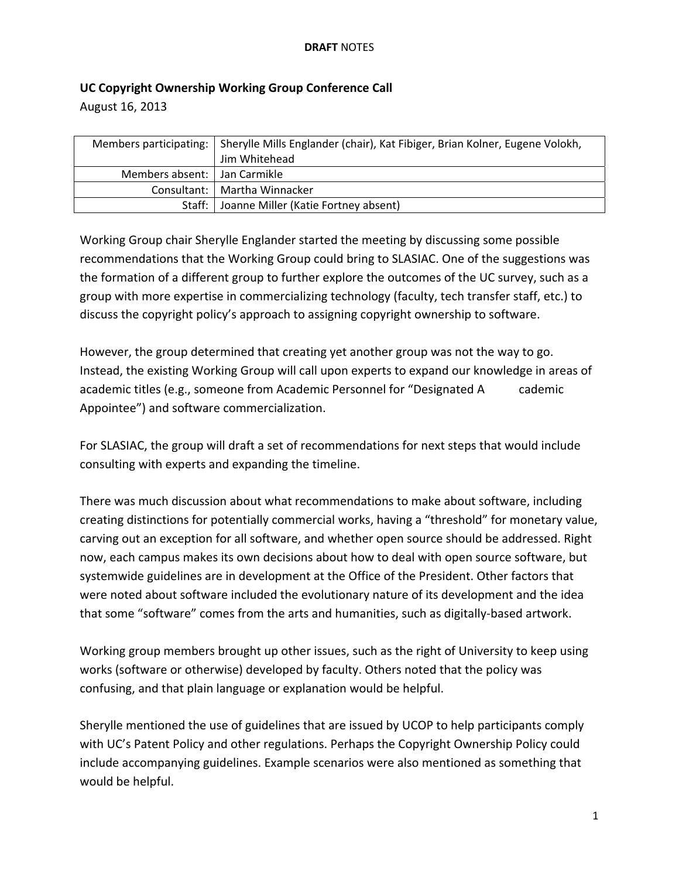**DRAFT** NOTES

## UC Copyright Ownership Working Group Conference Call

August 16, 2013

| | |
|---|---|
| Members participating: | Sherylle Mills Englander (chair), Kat Fibiger, Brian Kolner, Eugene Volokh, Jim Whitehead |
| Members absent: | Jan Carmikle |
| Consultant: | Martha Winnacker |
| Staff: | Joanne Miller (Katie Fortney absent) |

Working Group chair Sherylle Englander started the meeting by discussing some possible recommendations that the Working Group could bring to SLASIAC. One of the suggestions was the formation of a different group to further explore the outcomes of the UC survey, such as a group with more expertise in commercializing technology (faculty, tech transfer staff, etc.) to discuss the copyright policy's approach to assigning copyright ownership to software.

However, the group determined that creating yet another group was not the way to go. Instead, the existing Working Group will call upon experts to expand our knowledge in areas of academic titles (e.g., someone from Academic Personnel for "Designated A cademic Appointee") and software commercialization.

For SLASIAC, the group will draft a set of recommendations for next steps that would include consulting with experts and expanding the timeline.

There was much discussion about what recommendations to make about software, including creating distinctions for potentially commercial works, having a "threshold" for monetary value, carving out an exception for all software, and whether open source should be addressed. Right now, each campus makes its own decisions about how to deal with open source software, but systemwide guidelines are in development at the Office of the President. Other factors that were noted about software included the evolutionary nature of its development and the idea that some "software" comes from the arts and humanities, such as digitally-based artwork.

Working group members brought up other issues, such as the right of University to keep using works (software or otherwise) developed by faculty. Others noted that the policy was confusing, and that plain language or explanation would be helpful.

Sherylle mentioned the use of guidelines that are issued by UCOP to help participants comply with UC's Patent Policy and other regulations. Perhaps the Copyright Ownership Policy could include accompanying guidelines. Example scenarios were also mentioned as something that would be helpful.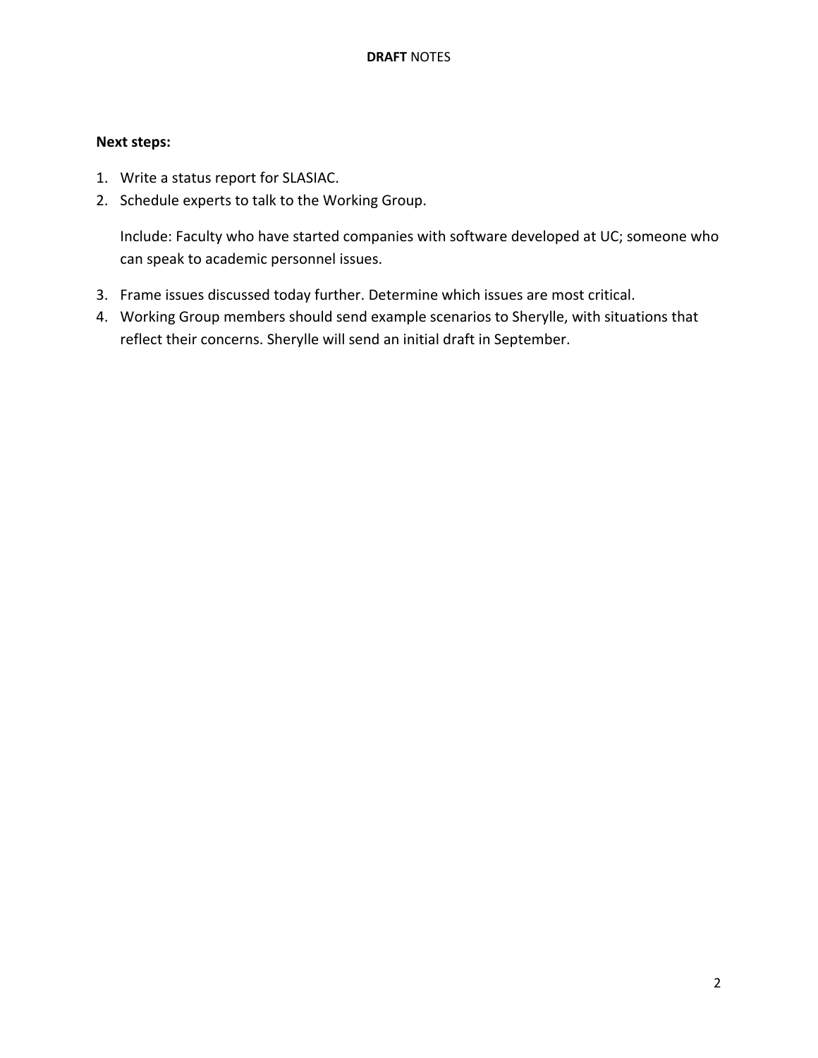**Next steps:**

1. Write a status report for SLASIAC.
2. Schedule experts to talk to the Working Group.

   Include: Faculty who have started companies with software developed at UC; someone who can speak to academic personnel issues.

3. Frame issues discussed today further. Determine which issues are most critical.
4. Working Group members should send example scenarios to Sherylle, with situations that reflect their concerns. Sherylle will send an initial draft in September.